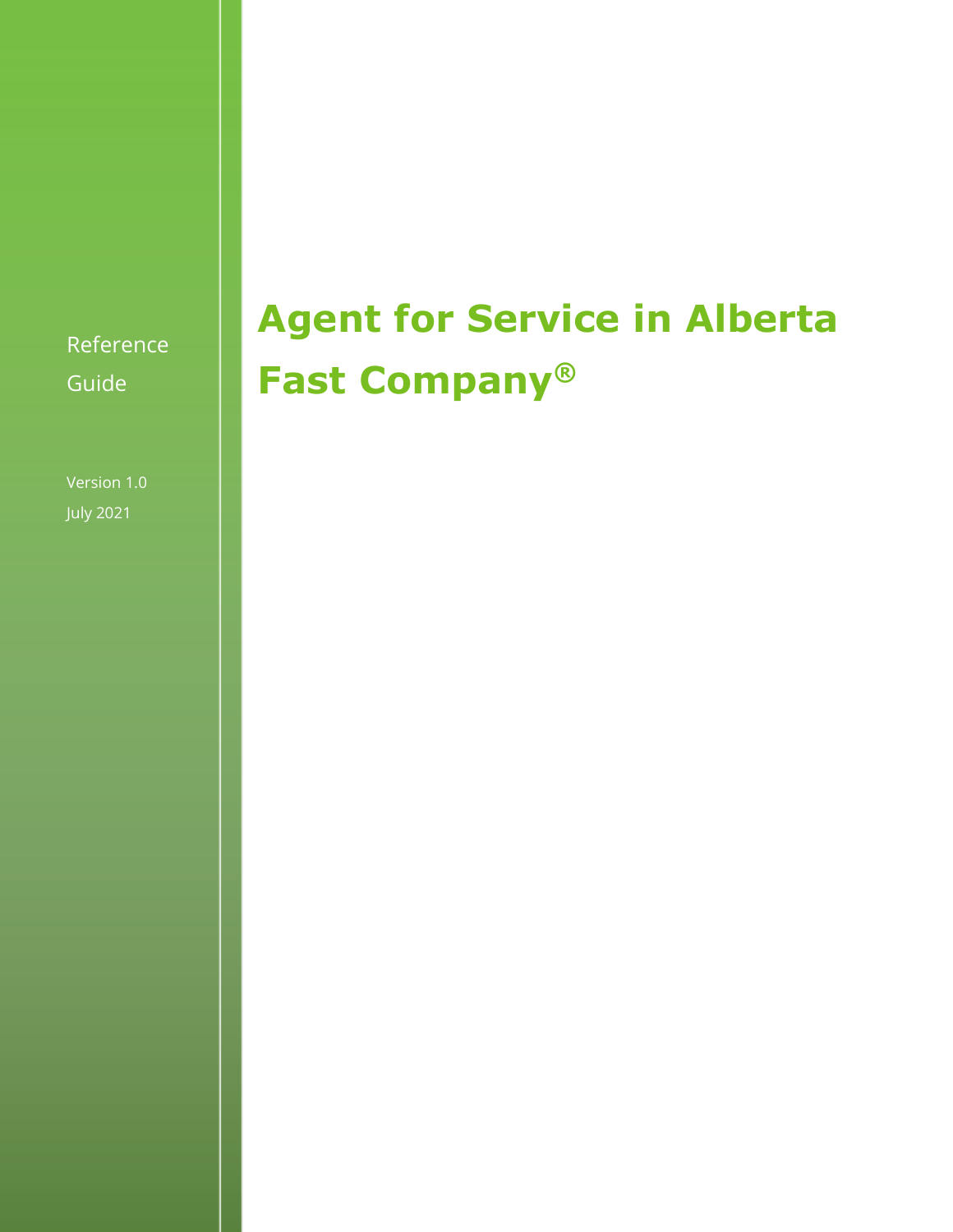Reference Guide

Version 1.0

July 2021

# Agent for Service in Alberta

# Fast Company®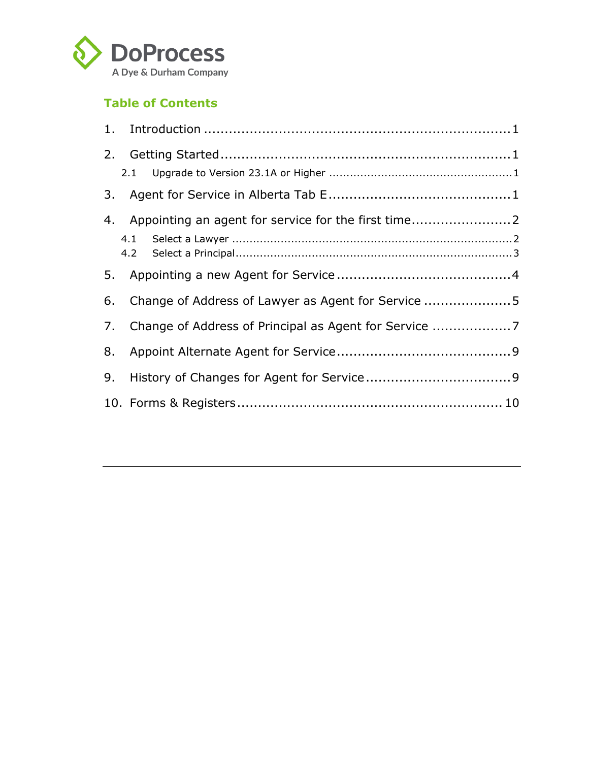DoProcess
A Dye & Durham Company

## Table of Contents

1. Introduction ..... 1
2. Getting Started ..... 1
   - 2.1 Upgrade to Version 23.1A or Higher ..... 1
3. Agent for Service in Alberta Tab E ..... 1
4. Appointing an agent for service for the first time ..... 2
   - 4.1 Select a Lawyer ..... 2
   - 4.2 Select a Principal ..... 3
5. Appointing a new Agent for Service ..... 4
6. Change of Address of Lawyer as Agent for Service ..... 5
7. Change of Address of Principal as Agent for Service ..... 7
8. Appoint Alternate Agent for Service ..... 9
9. History of Changes for Agent for Service ..... 9
10. Forms & Registers ..... 10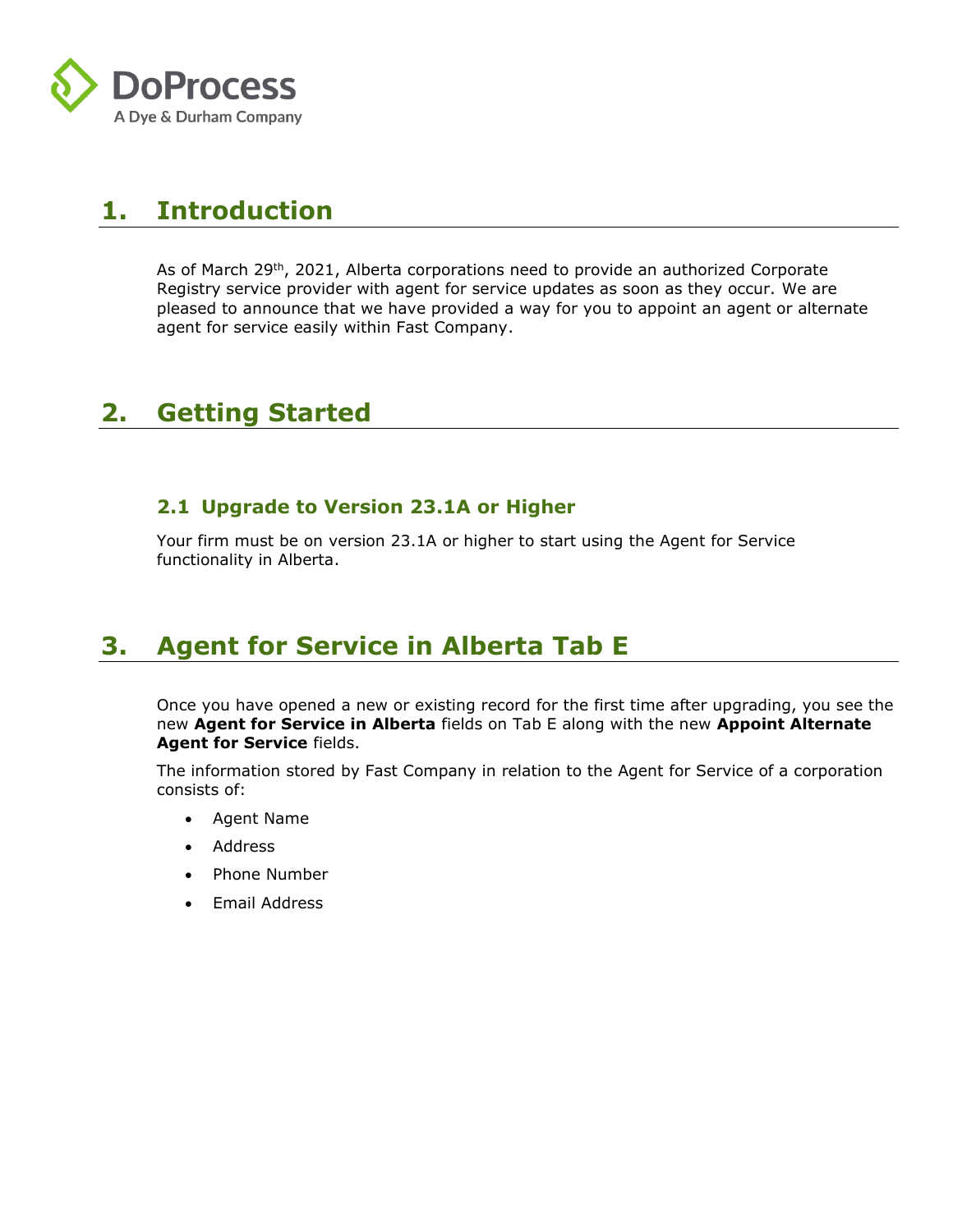# 1. Introduction

As of March 29th, 2021, Alberta corporations need to provide an authorized Corporate Registry service provider with agent for service updates as soon as they occur. We are pleased to announce that we have provided a way for you to appoint an agent or alternate agent for service easily within Fast Company.

# 2. Getting Started

## 2.1 Upgrade to Version 23.1A or Higher

Your firm must be on version 23.1A or higher to start using the Agent for Service functionality in Alberta.

# 3. Agent for Service in Alberta Tab E

Once you have opened a new or existing record for the first time after upgrading, you see the new **Agent for Service in Alberta** fields on Tab E along with the new **Appoint Alternate Agent for Service** fields.

The information stored by Fast Company in relation to the Agent for Service of a corporation consists of:

- Agent Name
- Address
- Phone Number
- Email Address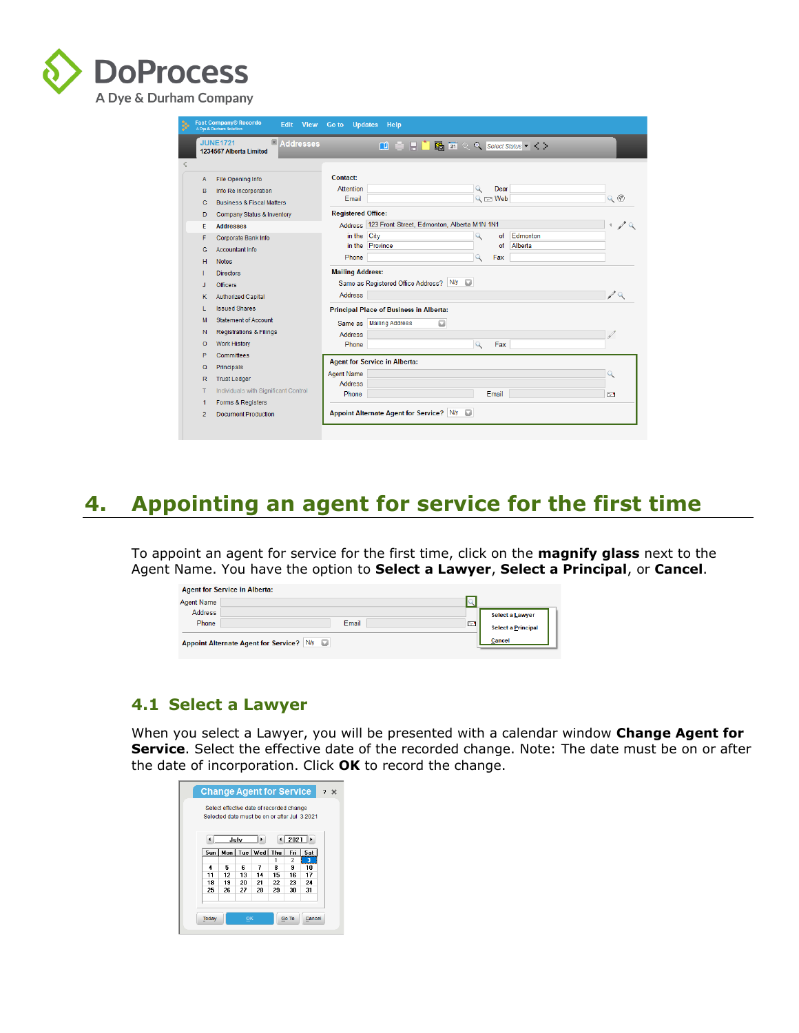## 4. Appointing an agent for service for the first time

To appoint an agent for service for the first time, click on the **magnify glass** next to the Agent Name. You have the option to **Select a Lawyer**, **Select a Principal**, or **Cancel**.

### 4.1 Select a Lawyer

When you select a Lawyer, you will be presented with a calendar window **Change Agent for Service**. Select the effective date of the recorded change. Note: The date must be on or after the date of incorporation. Click **OK** to record the change.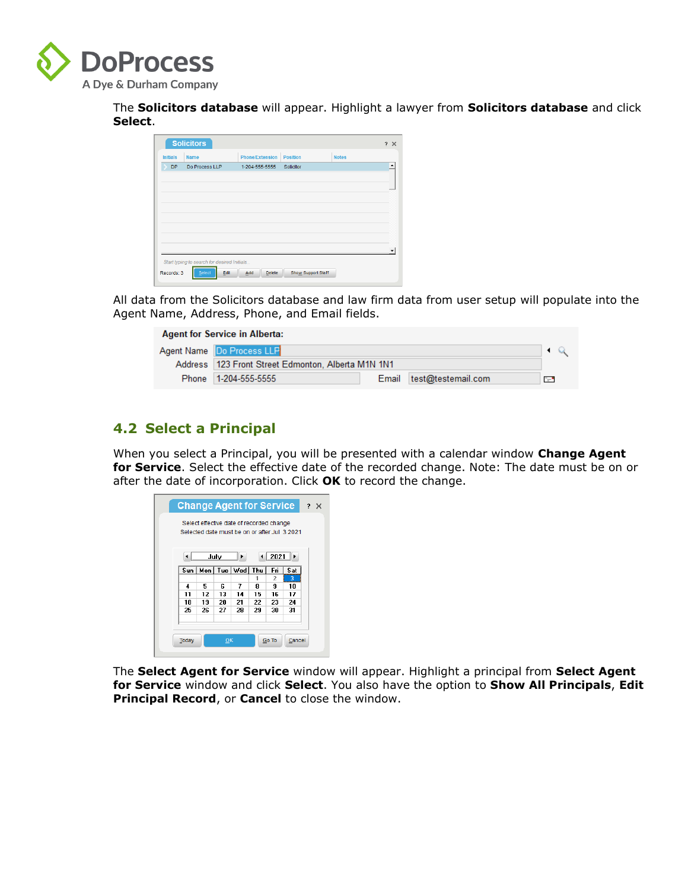The **Solicitors database** will appear. Highlight a lawyer from **Solicitors database** and click **Select**.

All data from the Solicitors database and law firm data from user setup will populate into the Agent Name, Address, Phone, and Email fields.

## 4.2 Select a Principal

When you select a Principal, you will be presented with a calendar window **Change Agent for Service**. Select the effective date of the recorded change. Note: The date must be on or after the date of incorporation. Click **OK** to record the change.

The **Select Agent for Service** window will appear. Highlight a principal from **Select Agent for Service** window and click **Select**. You also have the option to **Show All Principals**, **Edit Principal Record**, or **Cancel** to close the window.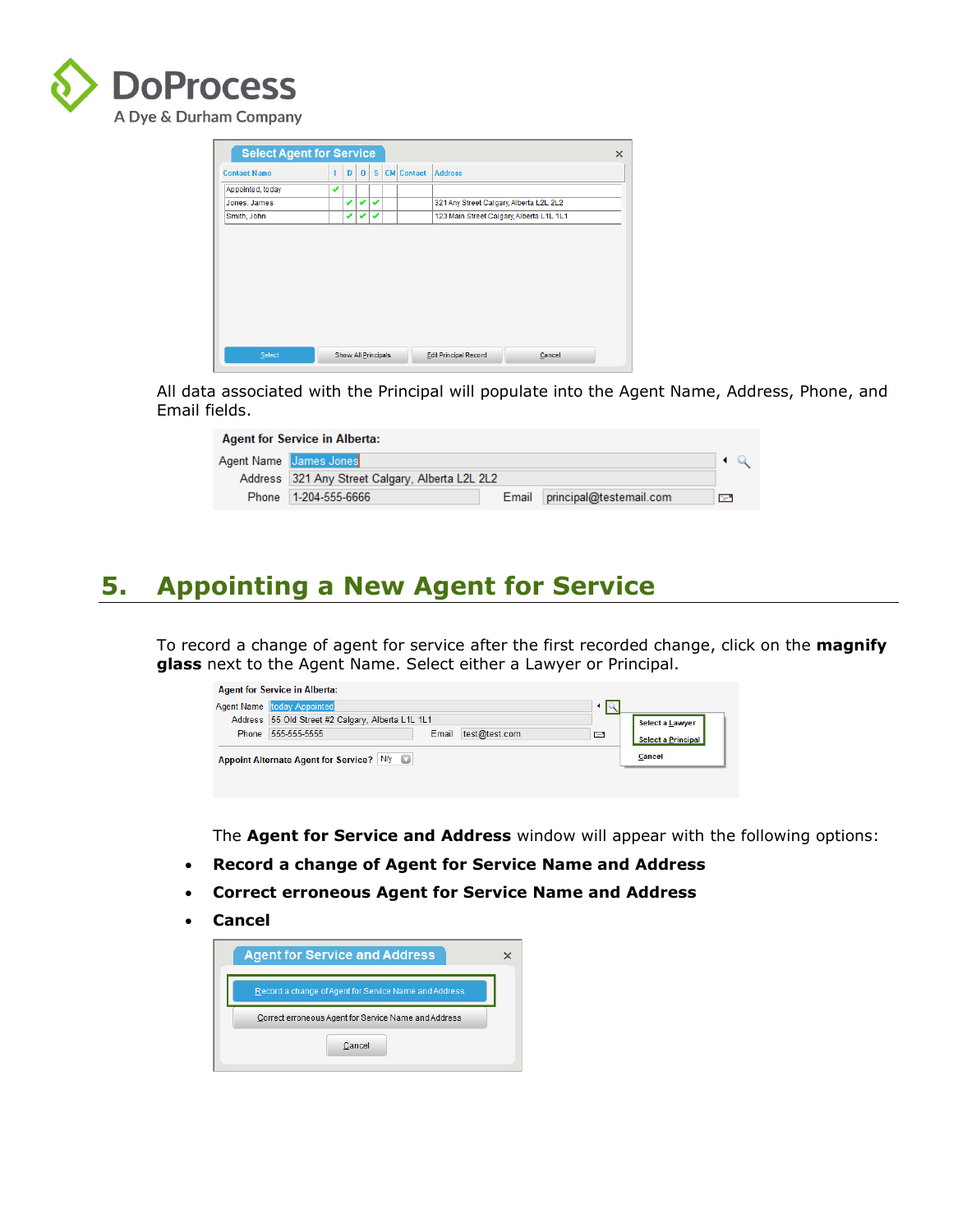All data associated with the Principal will populate into the Agent Name, Address, Phone, and Email fields.

## 5. Appointing a New Agent for Service

To record a change of agent for service after the first recorded change, click on the **magnify glass** next to the Agent Name. Select either a Lawyer or Principal.

The **Agent for Service and Address** window will appear with the following options:

- **Record a change of Agent for Service Name and Address**
- **Correct erroneous Agent for Service Name and Address**
- **Cancel**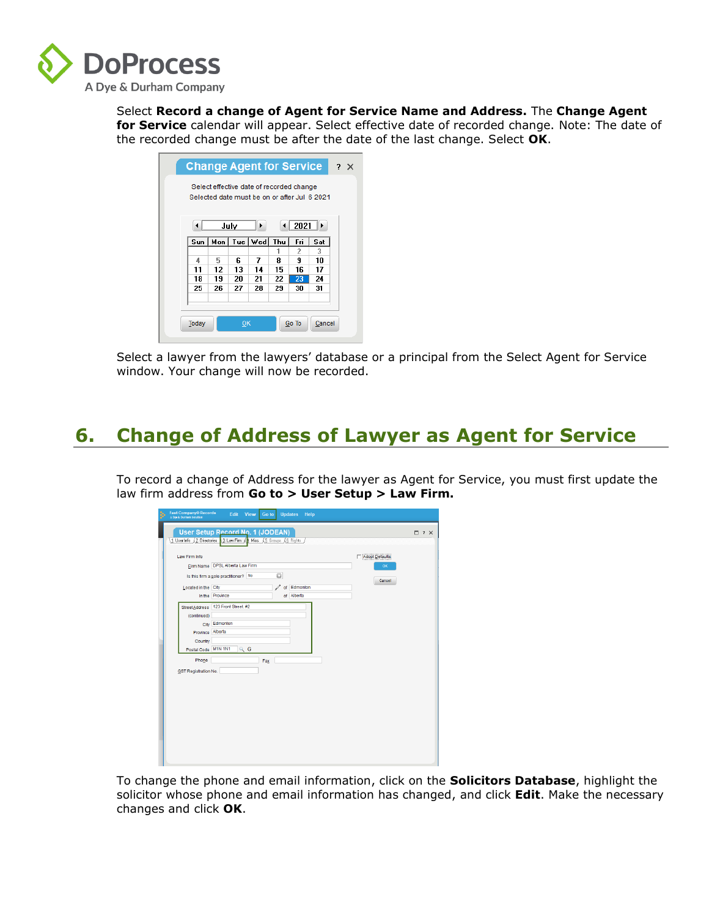Select **Record a change of Agent for Service Name and Address.** The **Change Agent for Service** calendar will appear. Select effective date of recorded change. Note: The date of the recorded change must be after the date of the last change. Select **OK**.

Select a lawyer from the lawyers' database or a principal from the Select Agent for Service window. Your change will now be recorded.

## 6. Change of Address of Lawyer as Agent for Service

To record a change of Address for the lawyer as Agent for Service, you must first update the law firm address from **Go to > User Setup > Law Firm.**

To change the phone and email information, click on the **Solicitors Database**, highlight the solicitor whose phone and email information has changed, and click **Edit**. Make the necessary changes and click **OK**.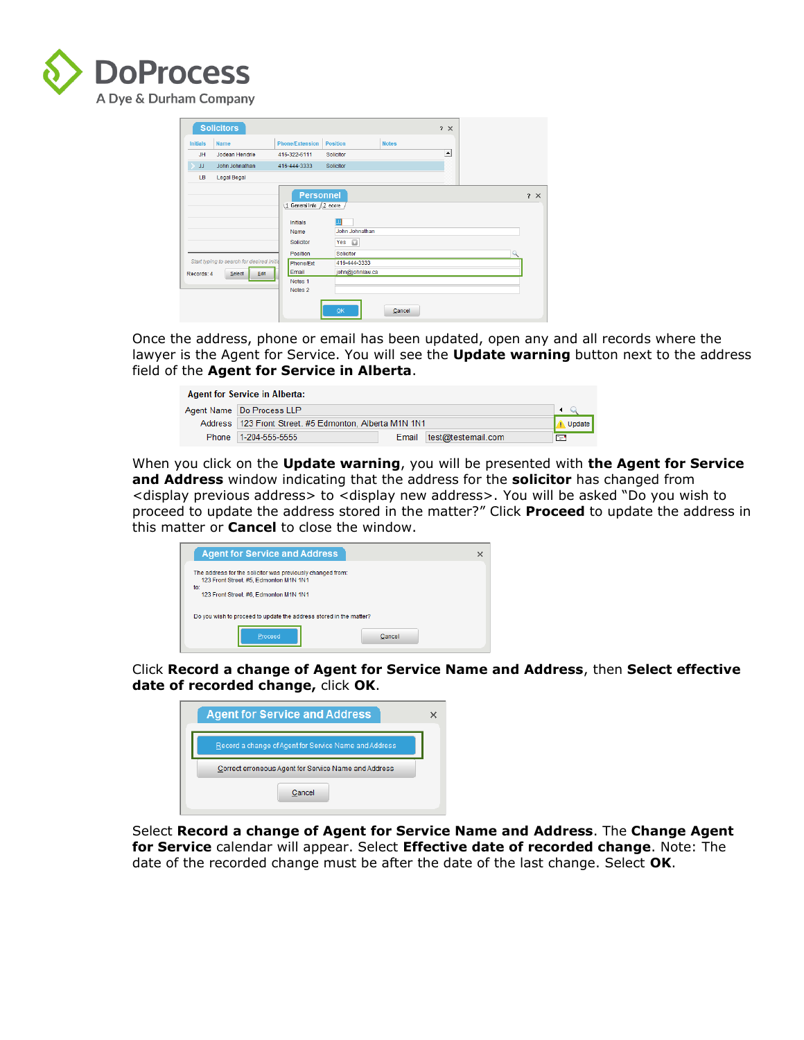Once the address, phone or email has been updated, open any and all records where the lawyer is the Agent for Service. You will see the **Update warning** button next to the address field of the **Agent for Service in Alberta**.

When you click on the **Update warning**, you will be presented with **the Agent for Service and Address** window indicating that the address for the **solicitor** has changed from <display previous address> to <display new address>. You will be asked “Do you wish to proceed to update the address stored in the matter?” Click **Proceed** to update the address in this matter or **Cancel** to close the window.

Click **Record a change of Agent for Service Name and Address**, then **Select effective date of recorded change,** click **OK**.

Select **Record a change of Agent for Service Name and Address**. The **Change Agent for Service** calendar will appear. Select **Effective date of recorded change**. Note: The date of the recorded change must be after the date of the last change. Select **OK**.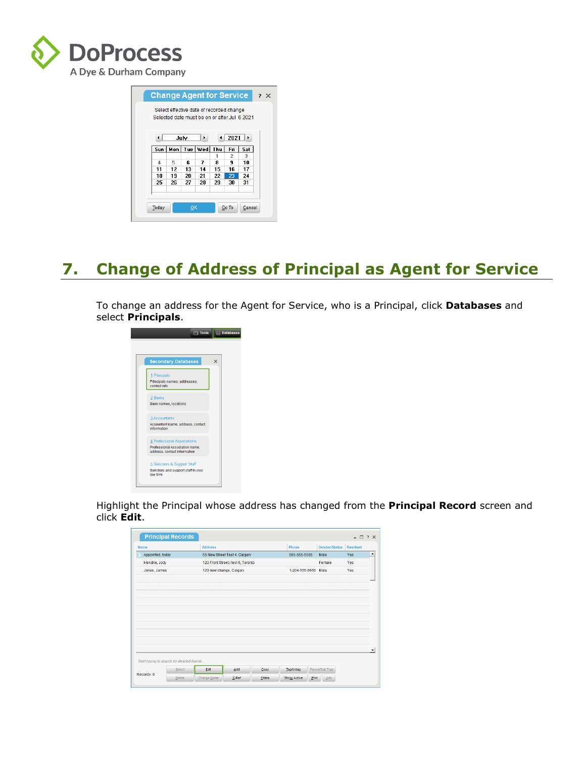## 7. Change of Address of Principal as Agent for Service

To change an address for the Agent for Service, who is a Principal, click **Databases** and select **Principals**.

Highlight the Principal whose address has changed from the **Principal Record** screen and click **Edit**.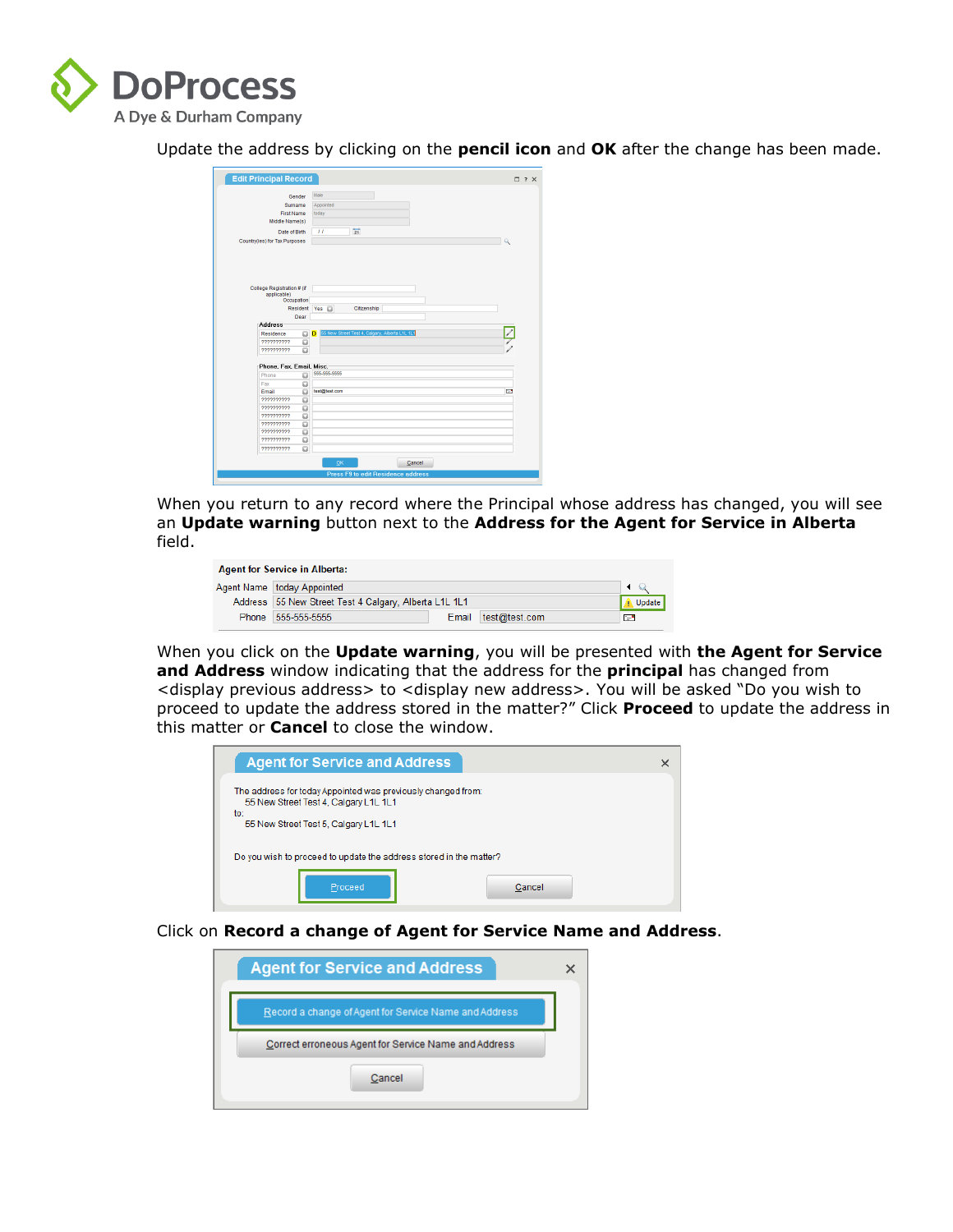Update the address by clicking on the **pencil icon** and **OK** after the change has been made.

When you return to any record where the Principal whose address has changed, you will see an **Update warning** button next to the **Address for the Agent for Service in Alberta** field.

When you click on the **Update warning**, you will be presented with **the Agent for Service and Address** window indicating that the address for the **principal** has changed from <display previous address> to <display new address>. You will be asked "Do you wish to proceed to update the address stored in the matter?" Click **Proceed** to update the address in this matter or **Cancel** to close the window.

Click on **Record a change of Agent for Service Name and Address**.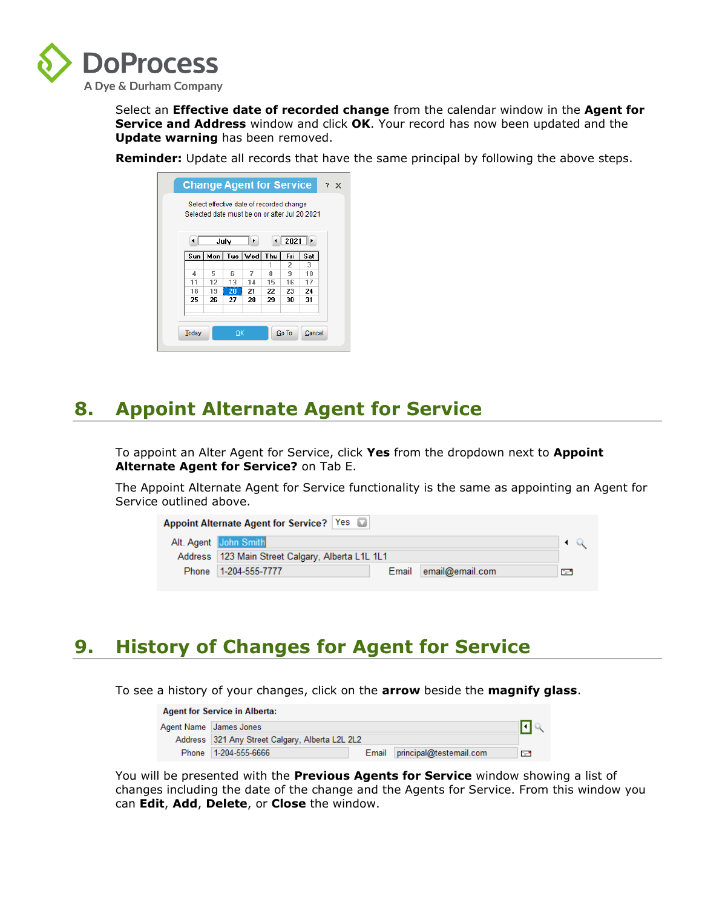Select an **Effective date of recorded change** from the calendar window in the **Agent for Service and Address** window and click **OK**. Your record has now been updated and the **Update warning** has been removed.

**Reminder:** Update all records that have the same principal by following the above steps.

## 8. Appoint Alternate Agent for Service

To appoint an Alter Agent for Service, click **Yes** from the dropdown next to **Appoint Alternate Agent for Service?** on Tab E.

The Appoint Alternate Agent for Service functionality is the same as appointing an Agent for Service outlined above.

## 9. History of Changes for Agent for Service

To see a history of your changes, click on the **arrow** beside the **magnify glass**.

You will be presented with the **Previous Agents for Service** window showing a list of changes including the date of the change and the Agents for Service. From this window you can **Edit**, **Add**, **Delete**, or **Close** the window.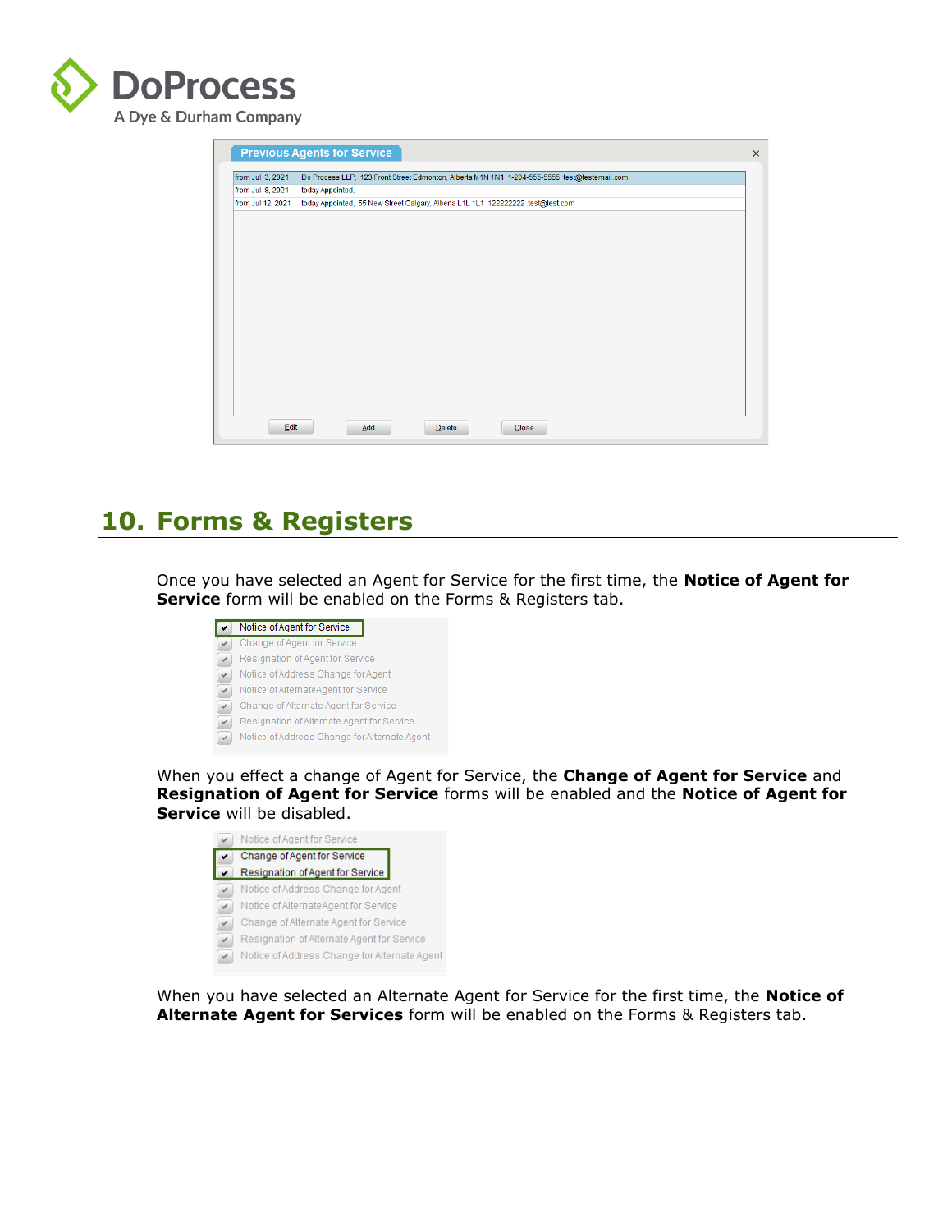Previous Agents for Service

| | |
|---|---|
| from Jul 3, 2021 | Do Process LLP, 123 Front Street Edmonton, Alberta M1N 1N1 1-204-555-5555 test@testemail.com |
| from Jul 8, 2021 | today Appointed, |
| from Jul 12, 2021 | today Appointed, 55 New Street Calgary, Alberta L1L 1L1 122222222 test@test.com |

Edit   Add   Delete   Close

## 10. Forms & Registers

Once you have selected an Agent for Service for the first time, the **Notice of Agent for Service** form will be enabled on the Forms & Registers tab.

- Notice of Agent for Service
- Change of Agent for Service
- Resignation of Agent for Service
- Notice of Address Change for Agent
- Notice of Alternate Agent for Service
- Change of Alternate Agent for Service
- Resignation of Alternate Agent for Service
- Notice of Address Change for Alternate Agent

When you effect a change of Agent for Service, the **Change of Agent for Service** and **Resignation of Agent for Service** forms will be enabled and the **Notice of Agent for Service** will be disabled.

- Notice of Agent for Service
- Change of Agent for Service
- Resignation of Agent for Service
- Notice of Address Change for Agent
- Notice of Alternate Agent for Service
- Change of Alternate Agent for Service
- Resignation of Alternate Agent for Service
- Notice of Address Change for Alternate Agent

When you have selected an Alternate Agent for Service for the first time, the **Notice of Alternate Agent for Services** form will be enabled on the Forms & Registers tab.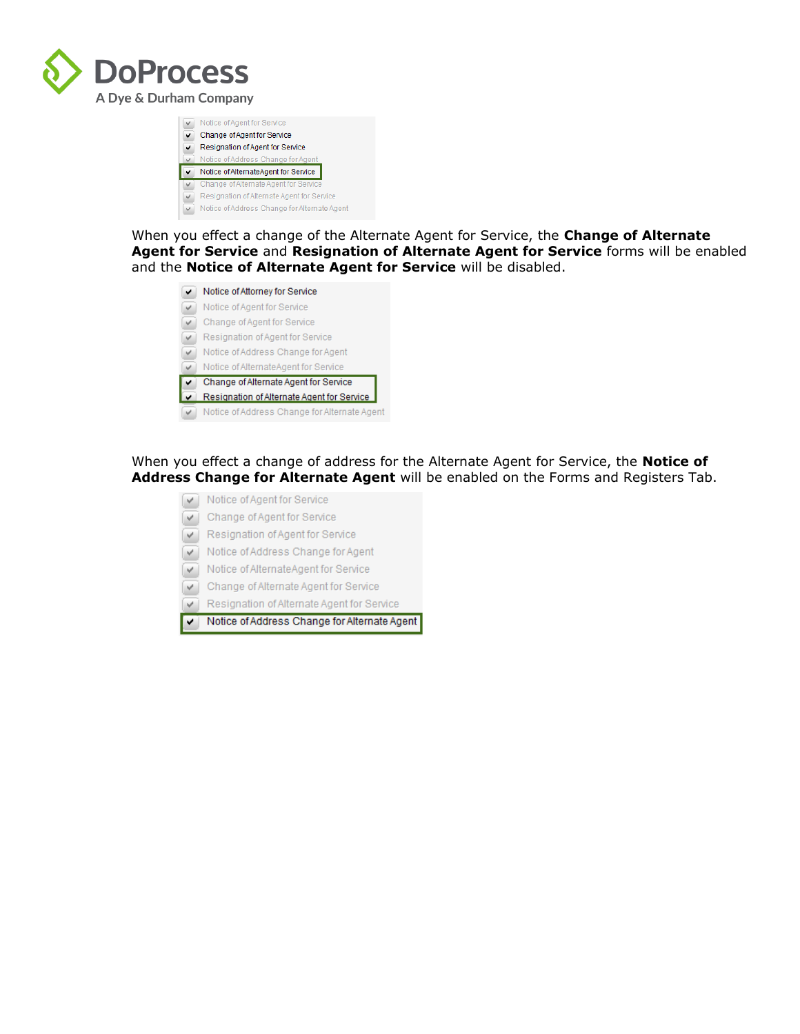When you effect a change of the Alternate Agent for Service, the **Change of Alternate Agent for Service** and **Resignation of Alternate Agent for Service** forms will be enabled and the **Notice of Alternate Agent for Service** will be disabled.

When you effect a change of address for the Alternate Agent for Service, the **Notice of Address Change for Alternate Agent** will be enabled on the Forms and Registers Tab.